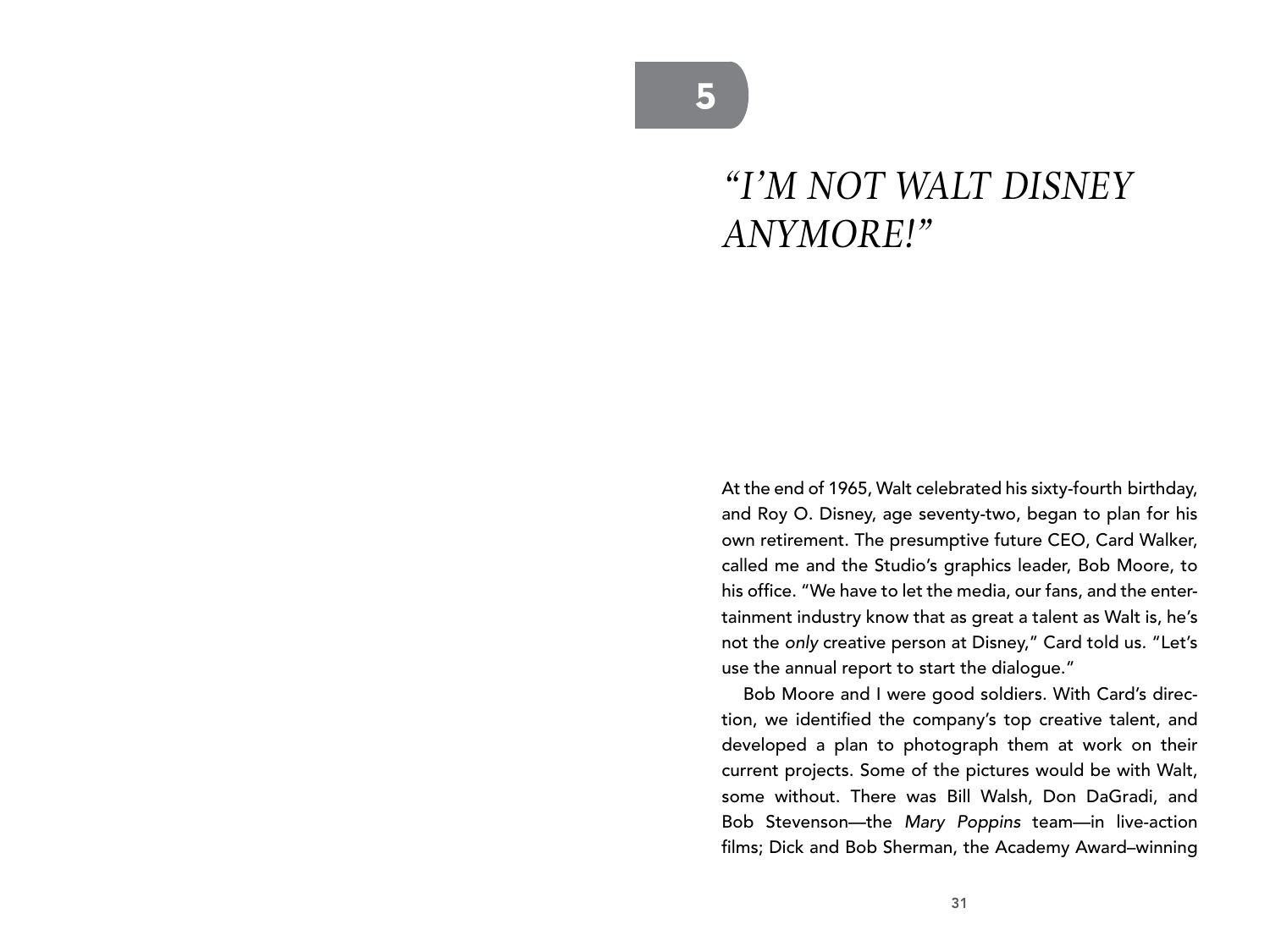# 5

## *"I'M NOT WALT DISNEY ANYMORE!"*

At the end of 1965, Walt celebrated his sixty-fourth birthday, and Roy O. Disney, age seventy-two, began to plan for his own retirement. The presumptive future CEO, Card Walker, called me and the Studio's graphics leader, Bob Moore, to his office. "We have to let the media, our fans, and the entertainment industry know that as great a talent as Walt is, he's not the *only* creative person at Disney," Card told us. "Let's use the annual report to start the dialogue."

Bob Moore and I were good soldiers. With Card's direction, we identified the company's top creative talent, and developed a plan to photograph them at work on their current projects. Some of the pictures would be with Walt, some without. There was Bill Walsh, Don DaGradi, and Bob Stevenson—the *Mary Poppins* team—in live-action films; Dick and Bob Sherman, the Academy Award–winning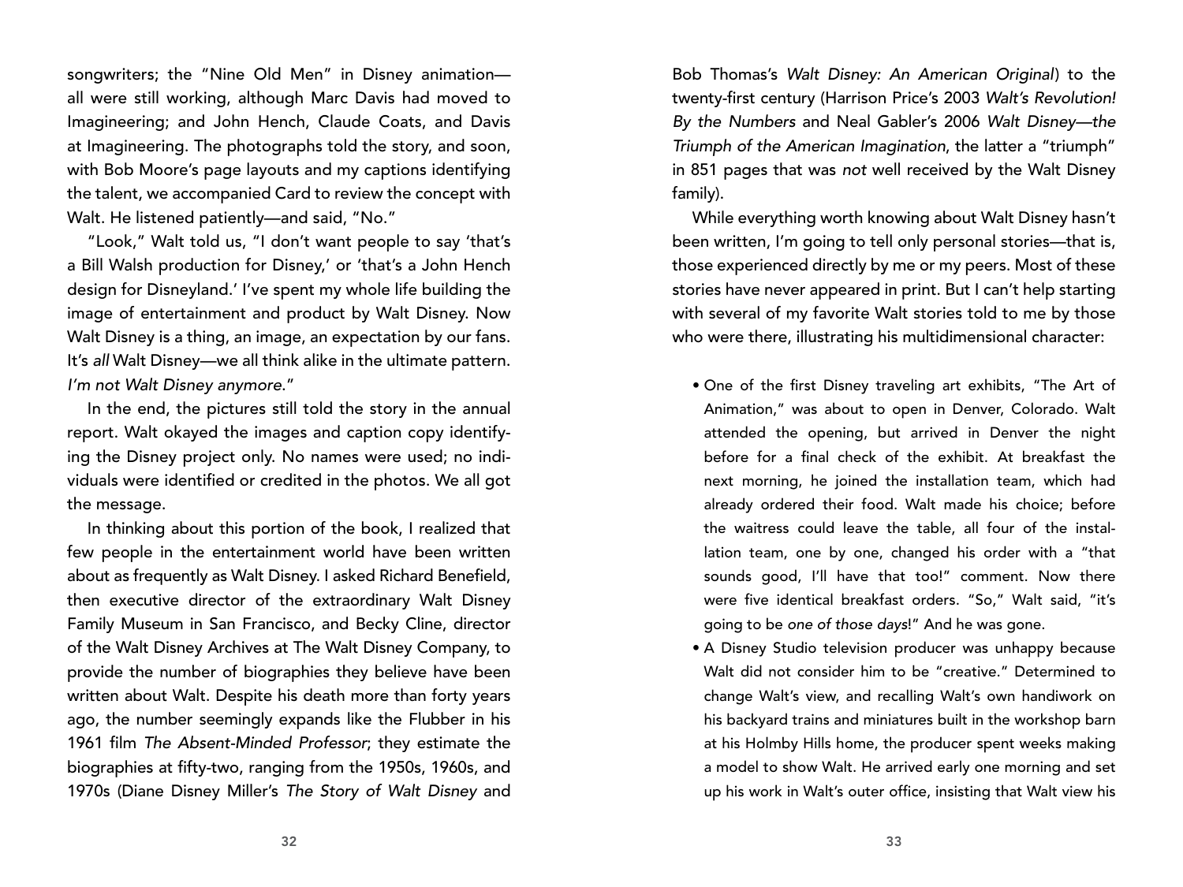songwriters; the "Nine Old Men" in Disney animation—all were still working, although Marc Davis had moved to Imagineering; and John Hench, Claude Coats, and Davis at Imagineering. The photographs told the story, and soon, with Bob Moore's page layouts and my captions identifying the talent, we accompanied Card to review the concept with Walt. He listened patiently—and said, "No."

"Look," Walt told us, "I don't want people to say 'that's a Bill Walsh production for Disney,' or 'that's a John Hench design for Disneyland.' I've spent my whole life building the image of entertainment and product by Walt Disney. Now Walt Disney is a thing, an image, an expectation by our fans. It's *all* Walt Disney—we all think alike in the ultimate pattern. *I'm not Walt Disney anymore.*"

In the end, the pictures still told the story in the annual report. Walt okayed the images and caption copy identifying the Disney project only. No names were used; no individuals were identified or credited in the photos. We all got the message.

In thinking about this portion of the book, I realized that few people in the entertainment world have been written about as frequently as Walt Disney. I asked Richard Benefield, then executive director of the extraordinary Walt Disney Family Museum in San Francisco, and Becky Cline, director of the Walt Disney Archives at The Walt Disney Company, to provide the number of biographies they believe have been written about Walt. Despite his death more than forty years ago, the number seemingly expands like the Flubber in his 1961 film *The Absent-Minded Professor*; they estimate the biographies at fifty-two, ranging from the 1950s, 1960s, and 1970s (Diane Disney Miller's *The Story of Walt Disney* and Bob Thomas's *Walt Disney: An American Original*) to the twenty-first century (Harrison Price's 2003 *Walt's Revolution! By the Numbers* and Neal Gabler's 2006 *Walt Disney—the Triumph of the American Imagination*, the latter a "triumph" in 851 pages that was *not* well received by the Walt Disney family).

While everything worth knowing about Walt Disney hasn't been written, I'm going to tell only personal stories—that is, those experienced directly by me or my peers. Most of these stories have never appeared in print. But I can't help starting with several of my favorite Walt stories told to me by those who were there, illustrating his multidimensional character:

- One of the first Disney traveling art exhibits, "The Art of Animation," was about to open in Denver, Colorado. Walt attended the opening, but arrived in Denver the night before for a final check of the exhibit. At breakfast the next morning, he joined the installation team, which had already ordered their food. Walt made his choice; before the waitress could leave the table, all four of the installation team, one by one, changed his order with a "that sounds good, I'll have that too!" comment. Now there were five identical breakfast orders. "So," Walt said, "it's going to be *one of those days*!" And he was gone.
- A Disney Studio television producer was unhappy because Walt did not consider him to be "creative." Determined to change Walt's view, and recalling Walt's own handiwork on his backyard trains and miniatures built in the workshop barn at his Holmby Hills home, the producer spent weeks making a model to show Walt. He arrived early one morning and set up his work in Walt's outer office, insisting that Walt view his